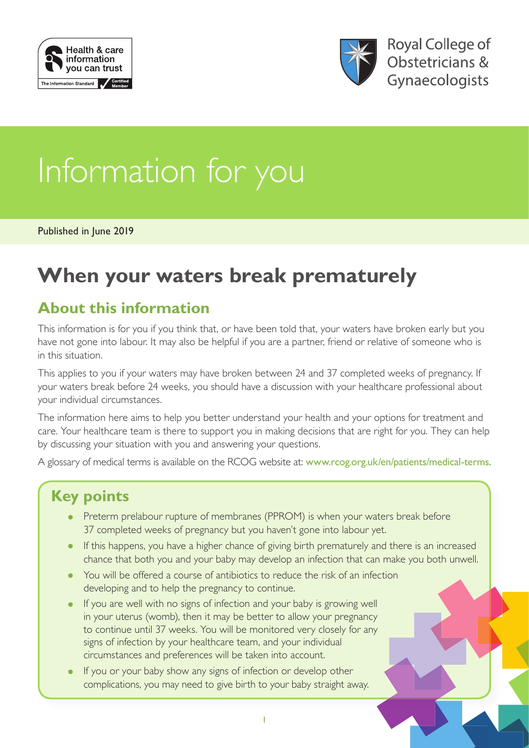Health & care information you can trust

The Information Standard — Certified Member

Royal College of Obstetricians & Gynaecologists

# Information for you

Published in June 2019

# When your waters break prematurely

## About this information

This information is for you if you think that, or have been told that, your waters have broken early but you have not gone into labour. It may also be helpful if you are a partner, friend or relative of someone who is in this situation.

This applies to you if your waters may have broken between 24 and 37 completed weeks of pregnancy. If your waters break before 24 weeks, you should have a discussion with your healthcare professional about your individual circumstances.

The information here aims to help you better understand your health and your options for treatment and care. Your healthcare team is there to support you in making decisions that are right for you. They can help by discussing your situation with you and answering your questions.

A glossary of medical terms is available on the RCOG website at: www.rcog.org.uk/en/patients/medical-terms.

## Key points

- Preterm prelabour rupture of membranes (PPROM) is when your waters break before 37 completed weeks of pregnancy but you haven't gone into labour yet.
- If this happens, you have a higher chance of giving birth prematurely and there is an increased chance that both you and your baby may develop an infection that can make you both unwell.
- You will be offered a course of antibiotics to reduce the risk of an infection developing and to help the pregnancy to continue.
- If you are well with no signs of infection and your baby is growing well in your uterus (womb), then it may be better to allow your pregnancy to continue until 37 weeks. You will be monitored very closely for any signs of infection by your healthcare team, and your individual circumstances and preferences will be taken into account.
- If you or your baby show any signs of infection or develop other complications, you may need to give birth to your baby straight away.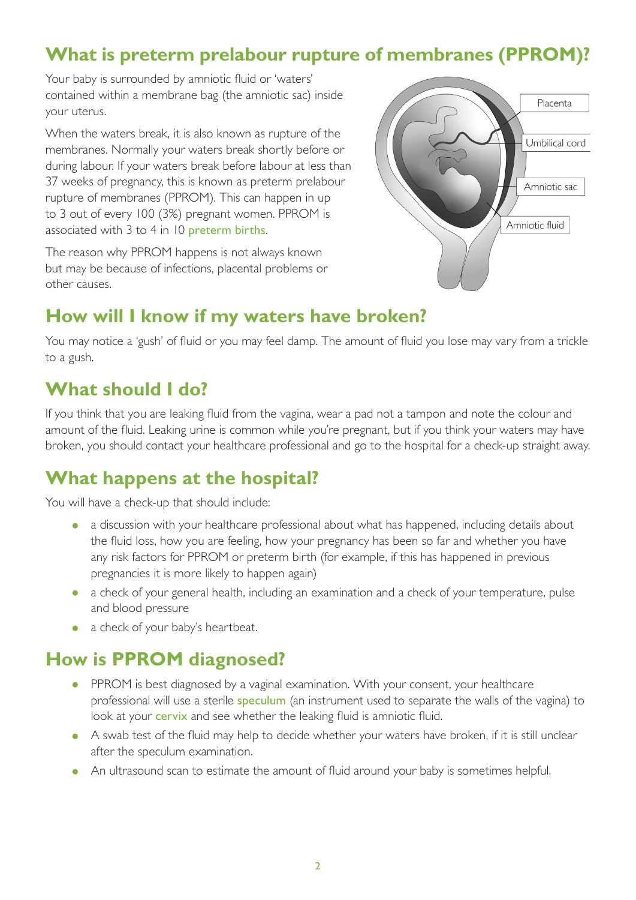## What is preterm prelabour rupture of membranes (PPROM)?

Your baby is surrounded by amniotic fluid or 'waters' contained within a membrane bag (the amniotic sac) inside your uterus.

When the waters break, it is also known as rupture of the membranes. Normally your waters break shortly before or during labour. If your waters break before labour at less than 37 weeks of pregnancy, this is known as preterm prelabour rupture of membranes (PPROM). This can happen in up to 3 out of every 100 (3%) pregnant women. PPROM is associated with 3 to 4 in 10 preterm births.

The reason why PPROM happens is not always known but may be because of infections, placental problems or other causes.

Placenta

Umbilical cord

Amniotic sac

Amniotic fluid

## How will I know if my waters have broken?

You may notice a 'gush' of fluid or you may feel damp. The amount of fluid you lose may vary from a trickle to a gush.

## What should I do?

If you think that you are leaking fluid from the vagina, wear a pad not a tampon and note the colour and amount of the fluid. Leaking urine is common while you're pregnant, but if you think your waters may have broken, you should contact your healthcare professional and go to the hospital for a check-up straight away.

## What happens at the hospital?

You will have a check-up that should include:

- a discussion with your healthcare professional about what has happened, including details about the fluid loss, how you are feeling, how your pregnancy has been so far and whether you have any risk factors for PPROM or preterm birth (for example, if this has happened in previous pregnancies it is more likely to happen again)
- a check of your general health, including an examination and a check of your temperature, pulse and blood pressure
- a check of your baby's heartbeat.

## How is PPROM diagnosed?

- PPROM is best diagnosed by a vaginal examination. With your consent, your healthcare professional will use a sterile speculum (an instrument used to separate the walls of the vagina) to look at your cervix and see whether the leaking fluid is amniotic fluid.
- A swab test of the fluid may help to decide whether your waters have broken, if it is still unclear after the speculum examination.
- An ultrasound scan to estimate the amount of fluid around your baby is sometimes helpful.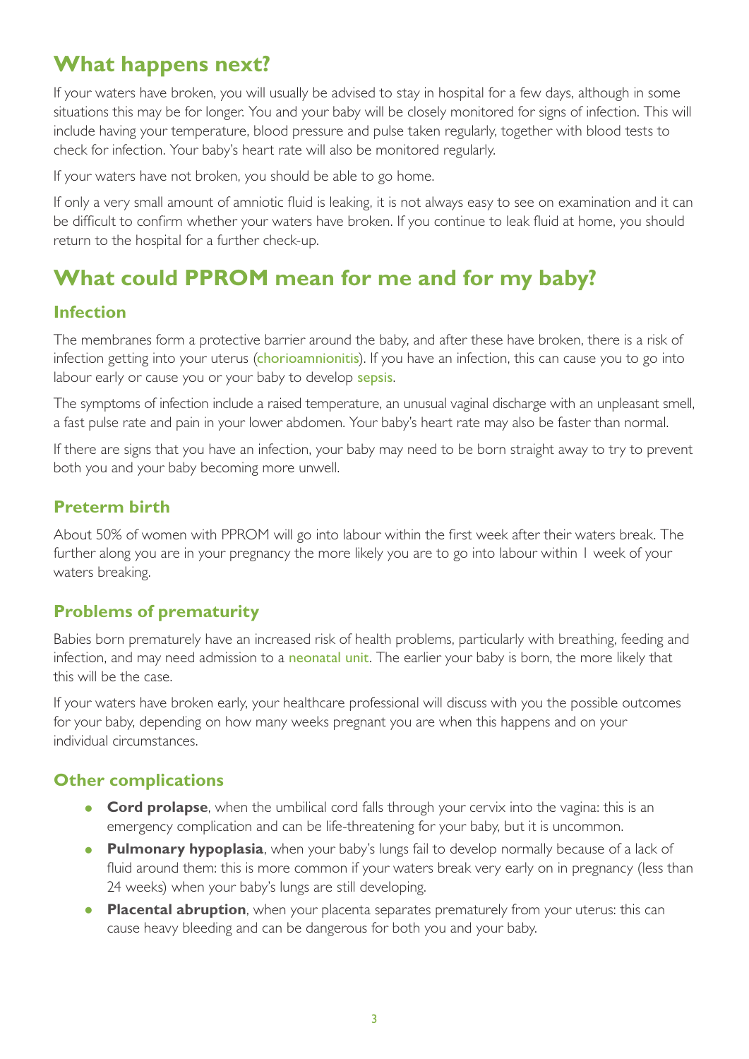## What happens next?

If your waters have broken, you will usually be advised to stay in hospital for a few days, although in some situations this may be for longer. You and your baby will be closely monitored for signs of infection. This will include having your temperature, blood pressure and pulse taken regularly, together with blood tests to check for infection. Your baby's heart rate will also be monitored regularly.

If your waters have not broken, you should be able to go home.

If only a very small amount of amniotic fluid is leaking, it is not always easy to see on examination and it can be difficult to confirm whether your waters have broken. If you continue to leak fluid at home, you should return to the hospital for a further check-up.

## What could PPROM mean for me and for my baby?

### Infection

The membranes form a protective barrier around the baby, and after these have broken, there is a risk of infection getting into your uterus (chorioamnionitis). If you have an infection, this can cause you to go into labour early or cause you or your baby to develop sepsis.

The symptoms of infection include a raised temperature, an unusual vaginal discharge with an unpleasant smell, a fast pulse rate and pain in your lower abdomen. Your baby's heart rate may also be faster than normal.

If there are signs that you have an infection, your baby may need to be born straight away to try to prevent both you and your baby becoming more unwell.

### Preterm birth

About 50% of women with PPROM will go into labour within the first week after their waters break. The further along you are in your pregnancy the more likely you are to go into labour within 1 week of your waters breaking.

### Problems of prematurity

Babies born prematurely have an increased risk of health problems, particularly with breathing, feeding and infection, and may need admission to a neonatal unit. The earlier your baby is born, the more likely that this will be the case.

If your waters have broken early, your healthcare professional will discuss with you the possible outcomes for your baby, depending on how many weeks pregnant you are when this happens and on your individual circumstances.

### Other complications

- **Cord prolapse**, when the umbilical cord falls through your cervix into the vagina: this is an emergency complication and can be life-threatening for your baby, but it is uncommon.
- **Pulmonary hypoplasia**, when your baby's lungs fail to develop normally because of a lack of fluid around them: this is more common if your waters break very early on in pregnancy (less than 24 weeks) when your baby's lungs are still developing.
- **Placental abruption**, when your placenta separates prematurely from your uterus: this can cause heavy bleeding and can be dangerous for both you and your baby.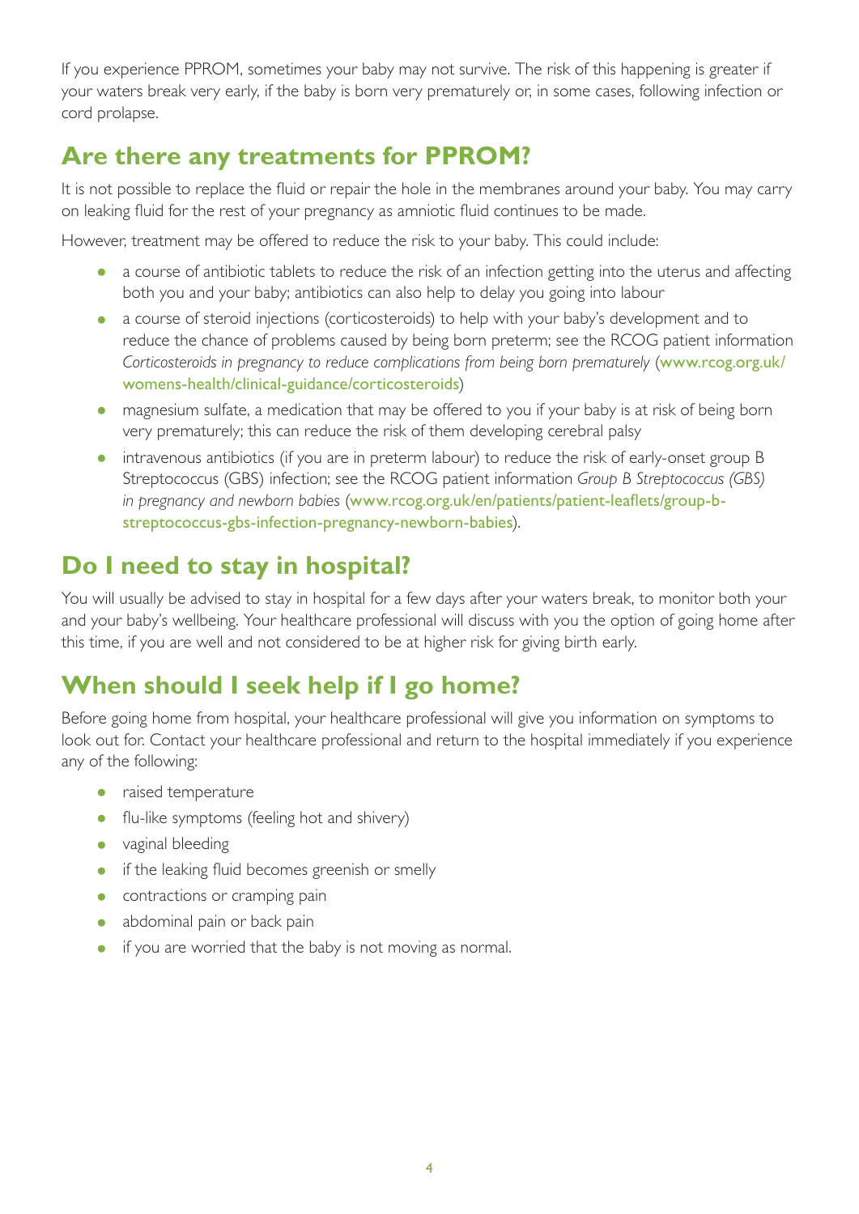If you experience PPROM, sometimes your baby may not survive. The risk of this happening is greater if your waters break very early, if the baby is born very prematurely or, in some cases, following infection or cord prolapse.

## Are there any treatments for PPROM?

It is not possible to replace the fluid or repair the hole in the membranes around your baby. You may carry on leaking fluid for the rest of your pregnancy as amniotic fluid continues to be made.

However, treatment may be offered to reduce the risk to your baby. This could include:

- a course of antibiotic tablets to reduce the risk of an infection getting into the uterus and affecting both you and your baby; antibiotics can also help to delay you going into labour
- a course of steroid injections (corticosteroids) to help with your baby's development and to reduce the chance of problems caused by being born preterm; see the RCOG patient information *Corticosteroids in pregnancy to reduce complications from being born prematurely* (www.rcog.org.uk/womens-health/clinical-guidance/corticosteroids)
- magnesium sulfate, a medication that may be offered to you if your baby is at risk of being born very prematurely; this can reduce the risk of them developing cerebral palsy
- intravenous antibiotics (if you are in preterm labour) to reduce the risk of early-onset group B Streptococcus (GBS) infection; see the RCOG patient information *Group B Streptococcus (GBS) in pregnancy and newborn babies* (www.rcog.org.uk/en/patients/patient-leaflets/group-b-streptococcus-gbs-infection-pregnancy-newborn-babies).

## Do I need to stay in hospital?

You will usually be advised to stay in hospital for a few days after your waters break, to monitor both your and your baby's wellbeing. Your healthcare professional will discuss with you the option of going home after this time, if you are well and not considered to be at higher risk for giving birth early.

## When should I seek help if I go home?

Before going home from hospital, your healthcare professional will give you information on symptoms to look out for. Contact your healthcare professional and return to the hospital immediately if you experience any of the following:

- raised temperature
- flu-like symptoms (feeling hot and shivery)
- vaginal bleeding
- if the leaking fluid becomes greenish or smelly
- contractions or cramping pain
- abdominal pain or back pain
- if you are worried that the baby is not moving as normal.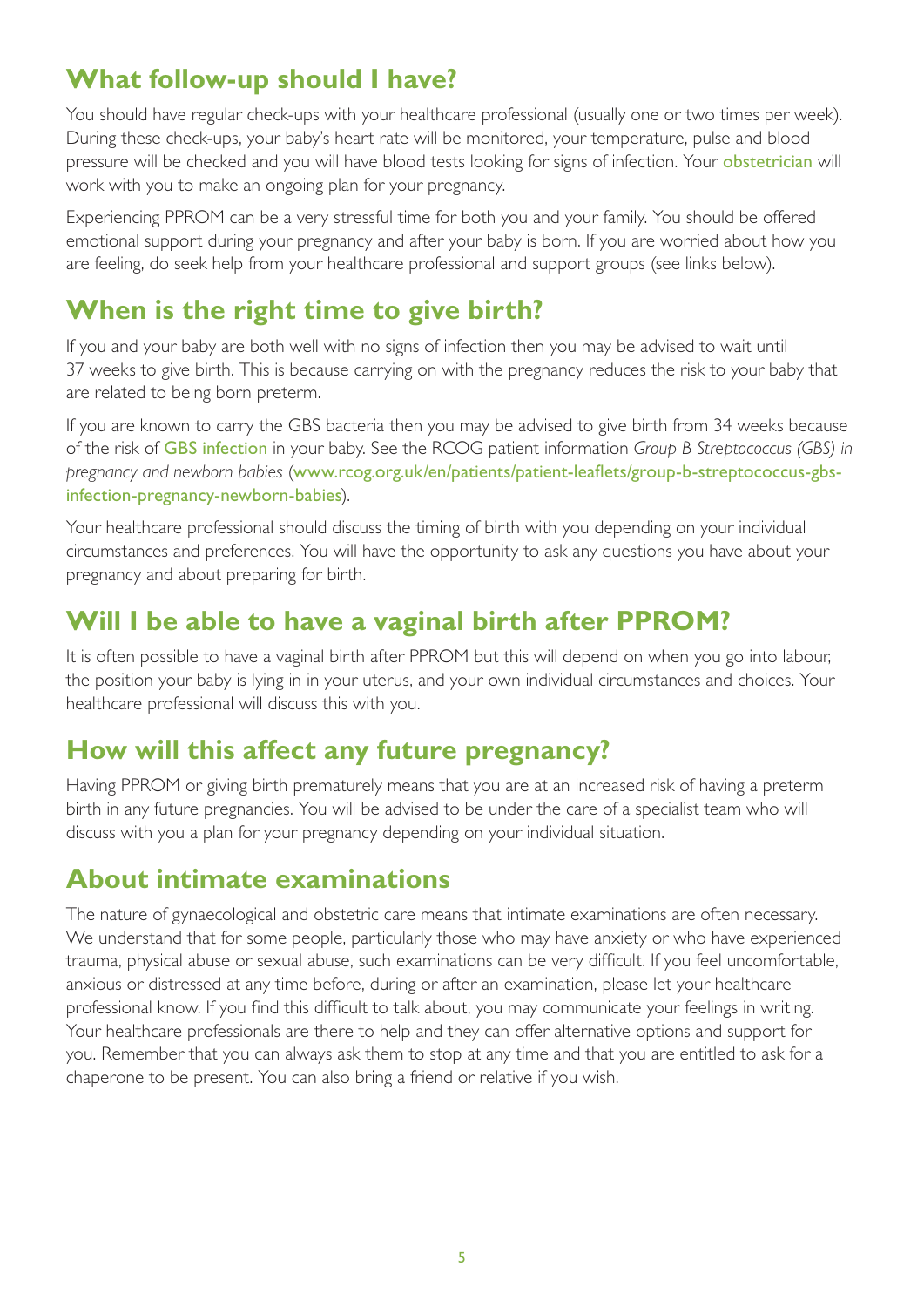## What follow-up should I have?

You should have regular check-ups with your healthcare professional (usually one or two times per week). During these check-ups, your baby's heart rate will be monitored, your temperature, pulse and blood pressure will be checked and you will have blood tests looking for signs of infection. Your obstetrician will work with you to make an ongoing plan for your pregnancy.

Experiencing PPROM can be a very stressful time for both you and your family. You should be offered emotional support during your pregnancy and after your baby is born. If you are worried about how you are feeling, do seek help from your healthcare professional and support groups (see links below).

## When is the right time to give birth?

If you and your baby are both well with no signs of infection then you may be advised to wait until 37 weeks to give birth. This is because carrying on with the pregnancy reduces the risk to your baby that are related to being born preterm.

If you are known to carry the GBS bacteria then you may be advised to give birth from 34 weeks because of the risk of GBS infection in your baby. See the RCOG patient information *Group B Streptococcus (GBS) in pregnancy and newborn babies* (www.rcog.org.uk/en/patients/patient-leaflets/group-b-streptococcus-gbs-infection-pregnancy-newborn-babies).

Your healthcare professional should discuss the timing of birth with you depending on your individual circumstances and preferences. You will have the opportunity to ask any questions you have about your pregnancy and about preparing for birth.

## Will I be able to have a vaginal birth after PPROM?

It is often possible to have a vaginal birth after PPROM but this will depend on when you go into labour, the position your baby is lying in in your uterus, and your own individual circumstances and choices. Your healthcare professional will discuss this with you.

## How will this affect any future pregnancy?

Having PPROM or giving birth prematurely means that you are at an increased risk of having a preterm birth in any future pregnancies. You will be advised to be under the care of a specialist team who will discuss with you a plan for your pregnancy depending on your individual situation.

## About intimate examinations

The nature of gynaecological and obstetric care means that intimate examinations are often necessary. We understand that for some people, particularly those who may have anxiety or who have experienced trauma, physical abuse or sexual abuse, such examinations can be very difficult. If you feel uncomfortable, anxious or distressed at any time before, during or after an examination, please let your healthcare professional know. If you find this difficult to talk about, you may communicate your feelings in writing. Your healthcare professionals are there to help and they can offer alternative options and support for you. Remember that you can always ask them to stop at any time and that you are entitled to ask for a chaperone to be present. You can also bring a friend or relative if you wish.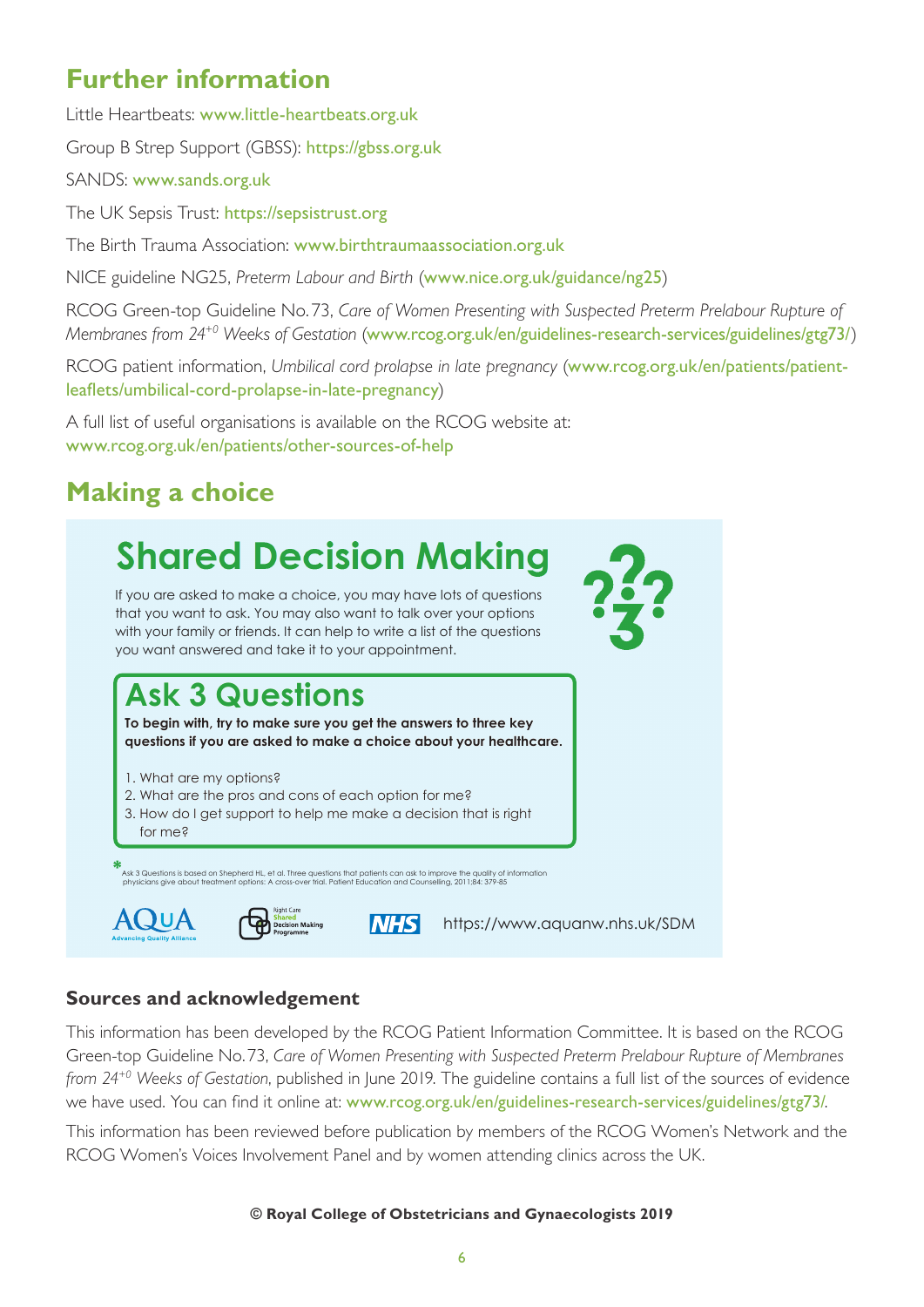## Further information

Little Heartbeats: www.little-heartbeats.org.uk

Group B Strep Support (GBSS): https://gbss.org.uk

SANDS: www.sands.org.uk

The UK Sepsis Trust: https://sepsistrust.org

The Birth Trauma Association: www.birthtraumaassociation.org.uk

NICE guideline NG25, *Preterm Labour and Birth* (www.nice.org.uk/guidance/ng25)

RCOG Green-top Guideline No. 73, *Care of Women Presenting with Suspected Preterm Prelabour Rupture of Membranes from 24$^{+0}$ Weeks of Gestation* (www.rcog.org.uk/en/guidelines-research-services/guidelines/gtg73/)

RCOG patient information, *Umbilical cord prolapse in late pregnancy* (www.rcog.org.uk/en/patients/patient-leaflets/umbilical-cord-prolapse-in-late-pregnancy)

A full list of useful organisations is available on the RCOG website at: www.rcog.org.uk/en/patients/other-sources-of-help

## Making a choice

# Shared Decision Making

If you are asked to make a choice, you may have lots of questions that you want to ask. You may also want to talk over your options with your family or friends. It can help to write a list of the questions you want answered and take it to your appointment.

## Ask 3 Questions

**To begin with, try to make sure you get the answers to three key questions if you are asked to make a choice about your healthcare.**

1. What are my options?
2. What are the pros and cons of each option for me?
3. How do I get support to help me make a decision that is right for me?

* Ask 3 Questions is based on Shepherd HL, et al. Three questions that patients can ask to improve the quality of information physicians give about treatment options: A cross-over trial. Patient Education and Counselling, 2011;84: 379-85

AQuA Advancing Quality Alliance | Right Care Shared Decision Making Programme | NHS | https://www.aquanw.nhs.uk/SDM

### Sources and acknowledgement

This information has been developed by the RCOG Patient Information Committee. It is based on the RCOG Green-top Guideline No. 73, *Care of Women Presenting with Suspected Preterm Prelabour Rupture of Membranes from 24$^{+0}$ Weeks of Gestation*, published in June 2019. The guideline contains a full list of the sources of evidence we have used. You can find it online at: www.rcog.org.uk/en/guidelines-research-services/guidelines/gtg73/.

This information has been reviewed before publication by members of the RCOG Women's Network and the RCOG Women's Voices Involvement Panel and by women attending clinics across the UK.

**© Royal College of Obstetricians and Gynaecologists 2019**